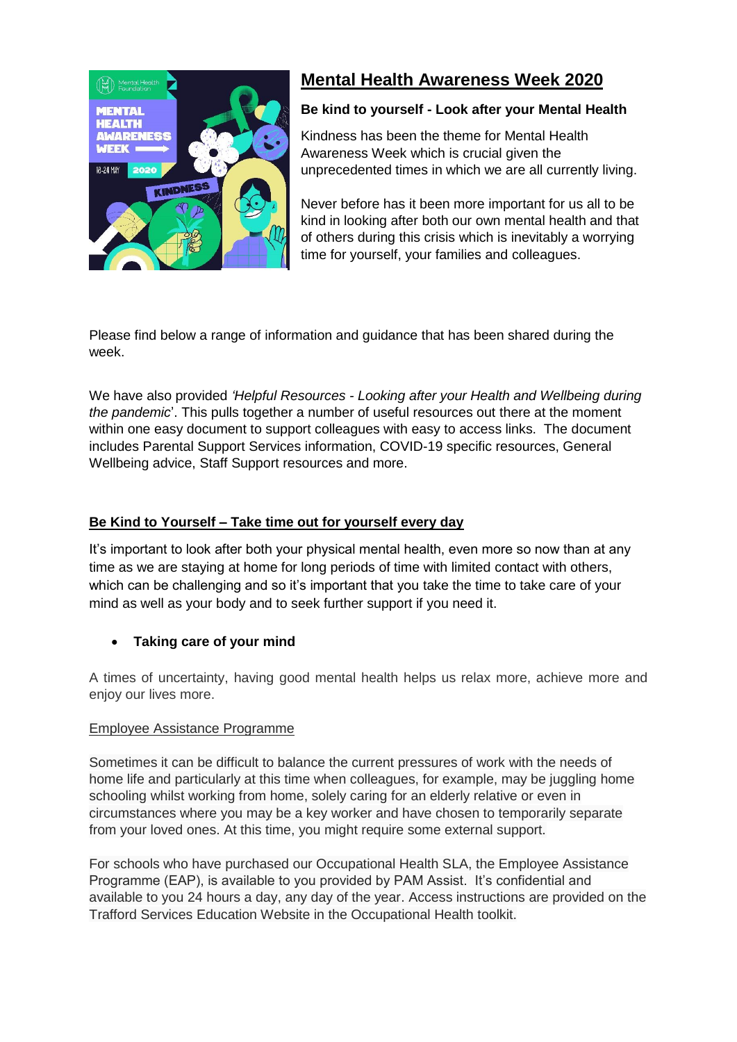# Mental Health Awareness Week 2020

**Be kind to yourself - Look after your Mental Health**

Kindness has been the theme for Mental Health Awareness Week which is crucial given the unprecedented times in which we are all currently living.

Never before has it been more important for us all to be kind in looking after both our own mental health and that of others during this crisis which is inevitably a worrying time for yourself, your families and colleagues.

Please find below a range of information and guidance that has been shared during the week.

We have also provided *'Helpful Resources - Looking after your Health and Wellbeing during the pandemic*'. This pulls together a number of useful resources out there at the moment within one easy document to support colleagues with easy to access links. The document includes Parental Support Services information, COVID-19 specific resources, General Wellbeing advice, Staff Support resources and more.

## Be Kind to Yourself – Take time out for yourself every day

It's important to look after both your physical mental health, even more so now than at any time as we are staying at home for long periods of time with limited contact with others, which can be challenging and so it's important that you take the time to take care of your mind as well as your body and to seek further support if you need it.

- **Taking care of your mind**

A times of uncertainty, having good mental health helps us relax more, achieve more and enjoy our lives more.

Employee Assistance Programme

Sometimes it can be difficult to balance the current pressures of work with the needs of home life and particularly at this time when colleagues, for example, may be juggling home schooling whilst working from home, solely caring for an elderly relative or even in circumstances where you may be a key worker and have chosen to temporarily separate from your loved ones. At this time, you might require some external support.

For schools who have purchased our Occupational Health SLA, the Employee Assistance Programme (EAP), is available to you provided by PAM Assist. It's confidential and available to you 24 hours a day, any day of the year. Access instructions are provided on the Trafford Services Education Website in the Occupational Health toolkit.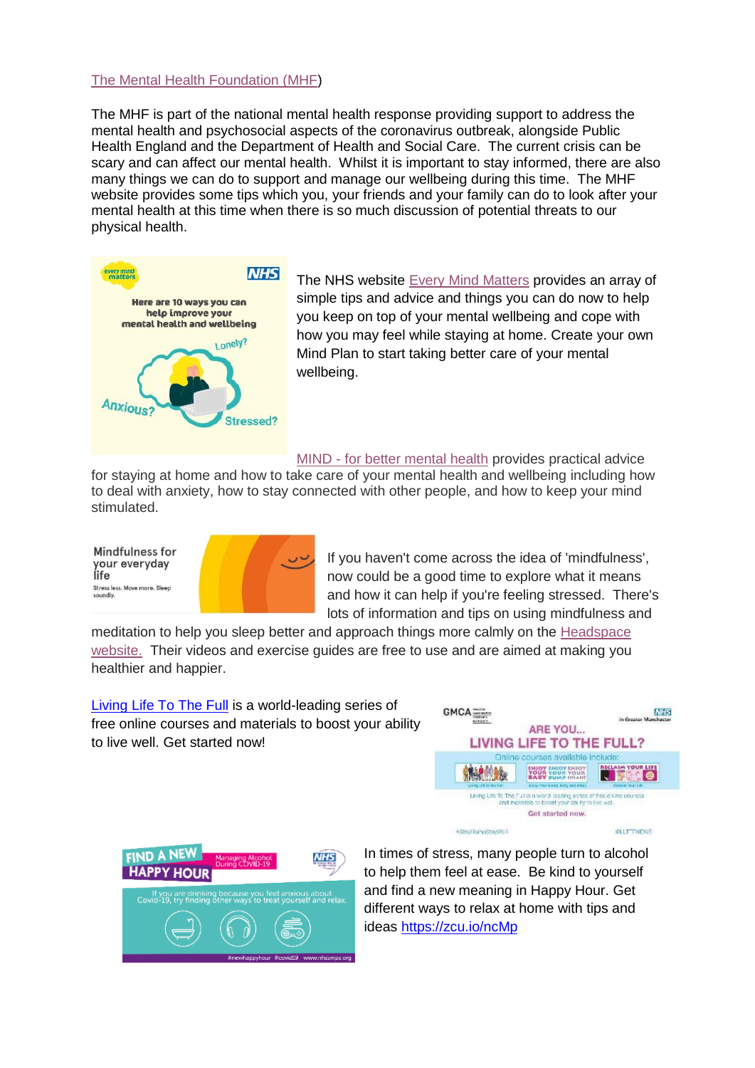The Mental Health Foundation (MHF)

The MHF is part of the national mental health response providing support to address the mental health and psychosocial aspects of the coronavirus outbreak, alongside Public Health England and the Department of Health and Social Care. The current crisis can be scary and can affect our mental health. Whilst it is important to stay informed, there are also many things we can do to support and manage our wellbeing during this time. The MHF website provides some tips which you, your friends and your family can do to look after your mental health at this time when there is so much discussion of potential threats to our physical health.

The NHS website Every Mind Matters provides an array of simple tips and advice and things you can do now to help you keep on top of your mental wellbeing and cope with how you may feel while staying at home. Create your own Mind Plan to start taking better care of your mental wellbeing.

MIND - for better mental health provides practical advice for staying at home and how to take care of your mental health and wellbeing including how to deal with anxiety, how to stay connected with other people, and how to keep your mind stimulated.

If you haven't come across the idea of 'mindfulness', now could be a good time to explore what it means and how it can help if you're feeling stressed. There's lots of information and tips on using mindfulness and meditation to help you sleep better and approach things more calmly on the Headspace website. Their videos and exercise guides are free to use and are aimed at making you healthier and happier.

Living Life To The Full is a world-leading series of free online courses and materials to boost your ability to live well. Get started now!

In times of stress, many people turn to alcohol to help them feel at ease. Be kind to yourself and find a new meaning in Happy Hour. Get different ways to relax at home with tips and ideas https://zcu.io/ncMp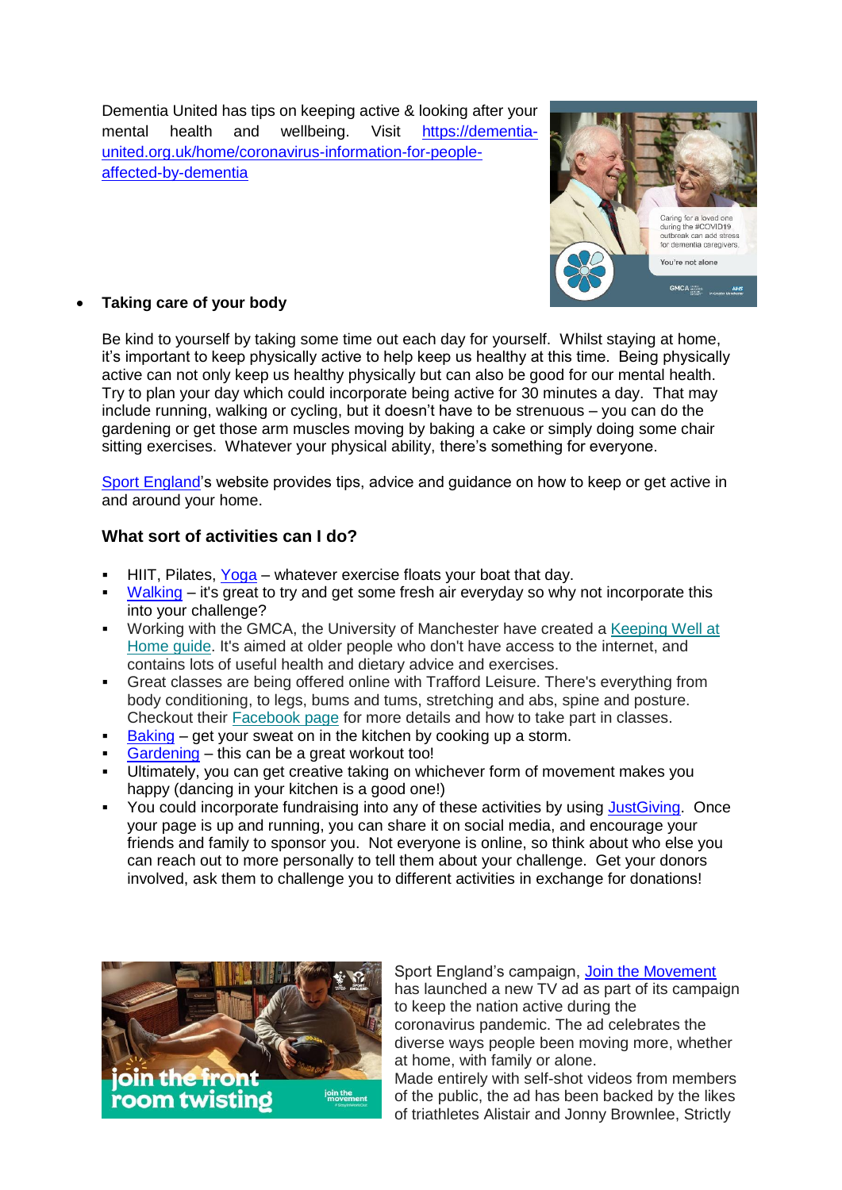Dementia United has tips on keeping active & looking after your mental health and wellbeing. Visit https://dementia-united.org.uk/home/coronavirus-information-for-people-affected-by-dementia

- **Taking care of your body**

Be kind to yourself by taking some time out each day for yourself. Whilst staying at home, it's important to keep physically active to help keep us healthy at this time. Being physically active can not only keep us healthy physically but can also be good for our mental health. Try to plan your day which could incorporate being active for 30 minutes a day. That may include running, walking or cycling, but it doesn't have to be strenuous – you can do the gardening or get those arm muscles moving by baking a cake or simply doing some chair sitting exercises. Whatever your physical ability, there's something for everyone.

Sport England's website provides tips, advice and guidance on how to keep or get active in and around your home.

### What sort of activities can I do?

- HIIT, Pilates, Yoga – whatever exercise floats your boat that day.
- Walking – it's great to try and get some fresh air everyday so why not incorporate this into your challenge?
- Working with the GMCA, the University of Manchester have created a Keeping Well at Home guide. It's aimed at older people who don't have access to the internet, and contains lots of useful health and dietary advice and exercises.
- Great classes are being offered online with Trafford Leisure. There's everything from body conditioning, to legs, bums and tums, stretching and abs, spine and posture. Checkout their Facebook page for more details and how to take part in classes.
- Baking – get your sweat on in the kitchen by cooking up a storm.
- Gardening – this can be a great workout too!
- Ultimately, you can get creative taking on whichever form of movement makes you happy (dancing in your kitchen is a good one!)
- You could incorporate fundraising into any of these activities by using JustGiving. Once your page is up and running, you can share it on social media, and encourage your friends and family to sponsor you. Not everyone is online, so think about who else you can reach out to more personally to tell them about your challenge. Get your donors involved, ask them to challenge you to different activities in exchange for donations!

Sport England's campaign, Join the Movement has launched a new TV ad as part of its campaign to keep the nation active during the coronavirus pandemic. The ad celebrates the diverse ways people been moving more, whether at home, with family or alone.
Made entirely with self-shot videos from members of the public, the ad has been backed by the likes of triathletes Alistair and Jonny Brownlee, Strictly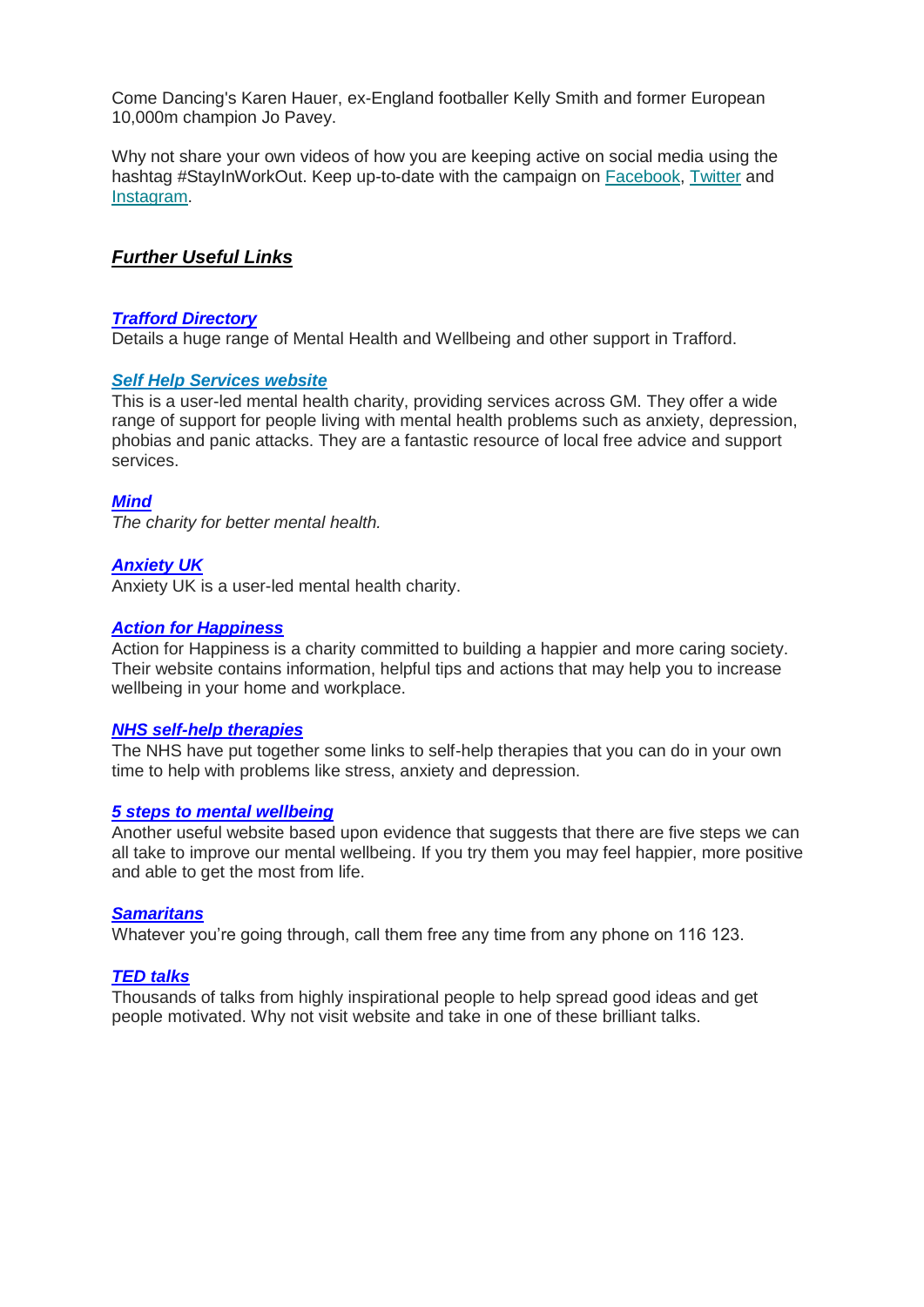Come Dancing's Karen Hauer, ex-England footballer Kelly Smith and former European 10,000m champion Jo Pavey.

Why not share your own videos of how you are keeping active on social media using the hashtag #StayInWorkOut. Keep up-to-date with the campaign on Facebook, Twitter and Instagram.

## ***Further Useful Links***

***Trafford Directory***
Details a huge range of Mental Health and Wellbeing and other support in Trafford.

***Self Help Services website***
This is a user-led mental health charity, providing services across GM. They offer a wide range of support for people living with mental health problems such as anxiety, depression, phobias and panic attacks. They are a fantastic resource of local free advice and support services.

***Mind***
*The charity for better mental health.*

***Anxiety UK***
Anxiety UK is a user-led mental health charity.

***Action for Happiness***
Action for Happiness is a charity committed to building a happier and more caring society. Their website contains information, helpful tips and actions that may help you to increase wellbeing in your home and workplace.

***NHS self-help therapies***
The NHS have put together some links to self-help therapies that you can do in your own time to help with problems like stress, anxiety and depression.

***5 steps to mental wellbeing***
Another useful website based upon evidence that suggests that there are five steps we can all take to improve our mental wellbeing. If you try them you may feel happier, more positive and able to get the most from life.

***Samaritans***
Whatever you're going through, call them free any time from any phone on 116 123.

***TED talks***
Thousands of talks from highly inspirational people to help spread good ideas and get people motivated. Why not visit website and take in one of these brilliant talks.